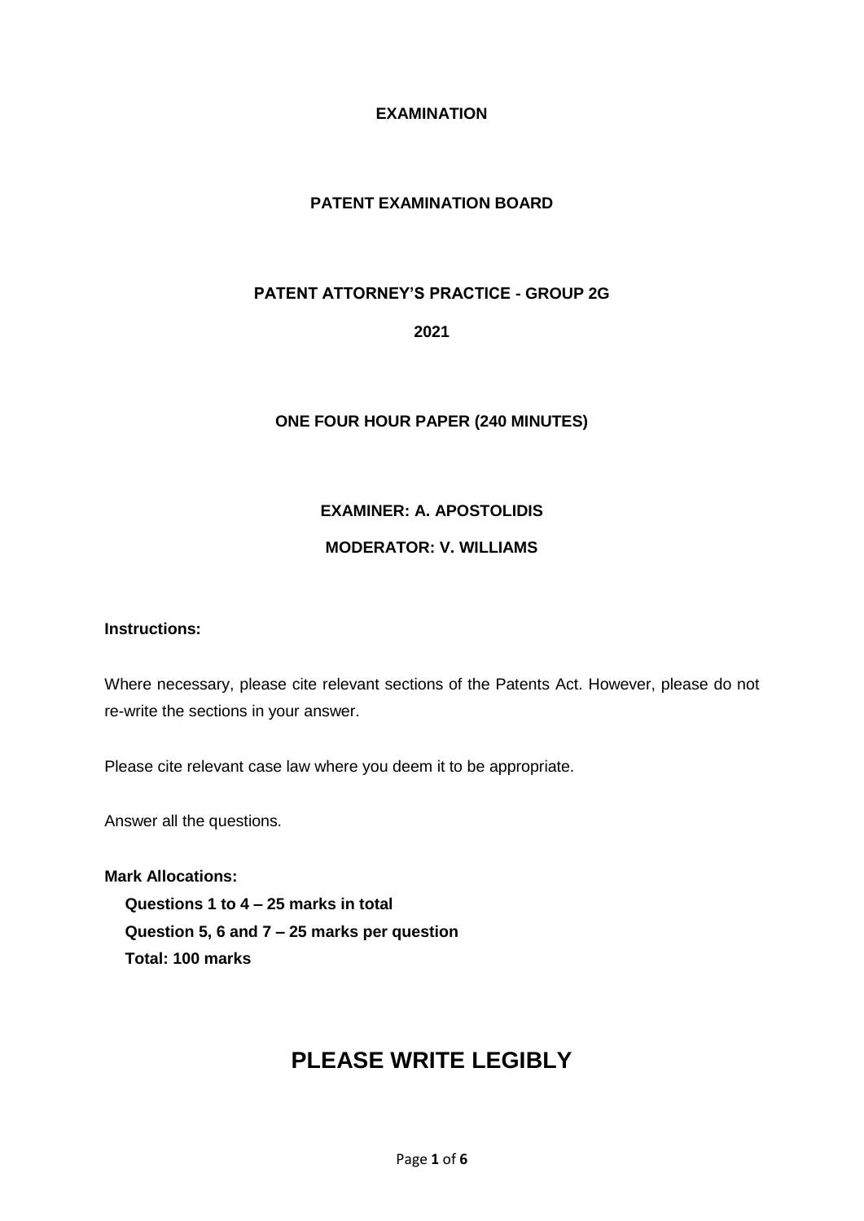**EXAMINATION**

**PATENT EXAMINATION BOARD**

**PATENT ATTORNEY'S PRACTICE - GROUP 2G**

**2021**

**ONE FOUR HOUR PAPER (240 MINUTES)**

**EXAMINER: A. APOSTOLIDIS**

**MODERATOR: V. WILLIAMS**

**Instructions:**

Where necessary, please cite relevant sections of the Patents Act. However, please do not re-write the sections in your answer.

Please cite relevant case law where you deem it to be appropriate.

Answer all the questions.

**Mark Allocations:**

**Questions 1 to 4 – 25 marks in total**
**Question 5, 6 and 7 – 25 marks per question**
**Total: 100 marks**

# PLEASE WRITE LEGIBLY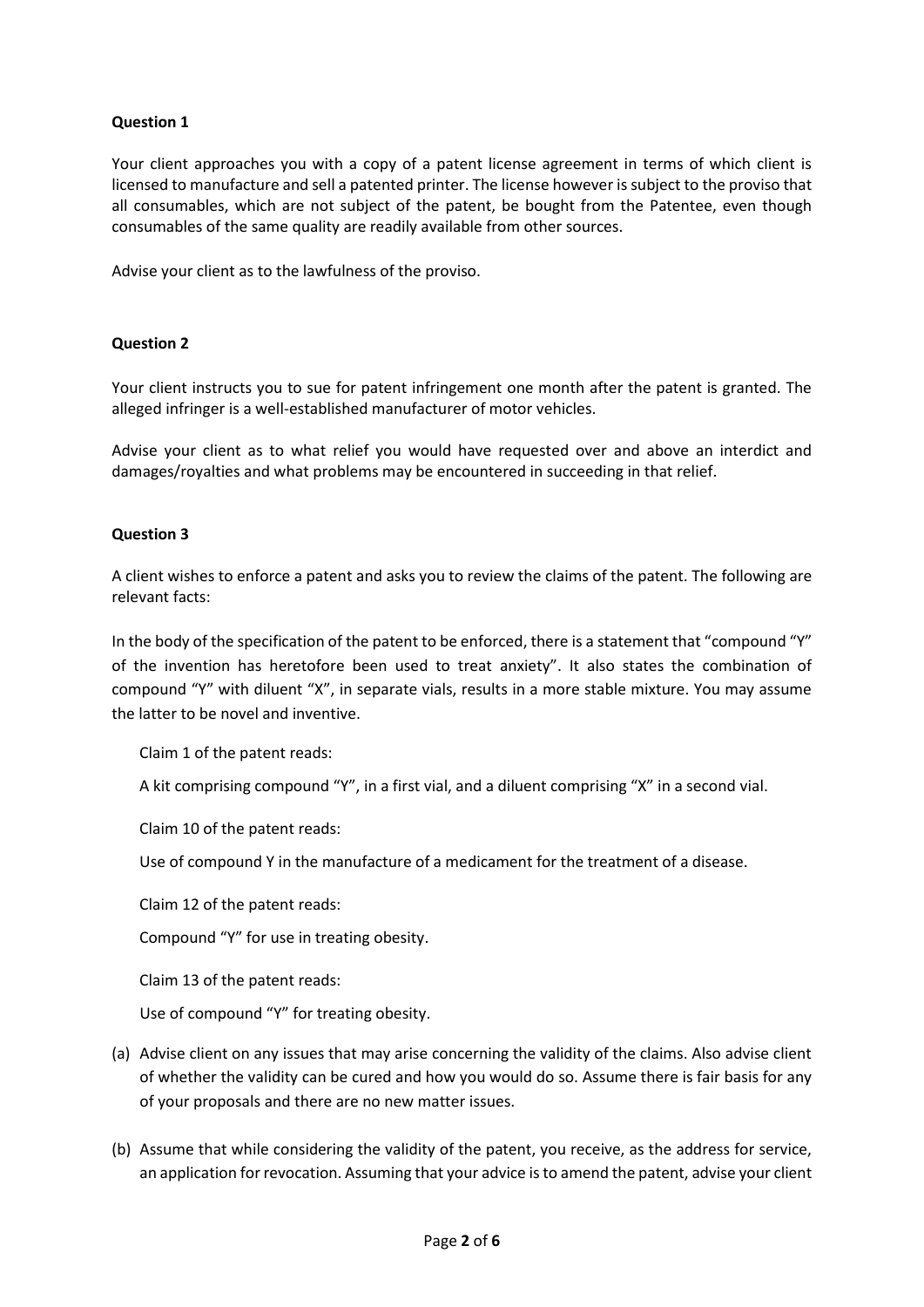**Question 1**

Your client approaches you with a copy of a patent license agreement in terms of which client is licensed to manufacture and sell a patented printer. The license however is subject to the proviso that all consumables, which are not subject of the patent, be bought from the Patentee, even though consumables of the same quality are readily available from other sources.

Advise your client as to the lawfulness of the proviso.

**Question 2**

Your client instructs you to sue for patent infringement one month after the patent is granted. The alleged infringer is a well-established manufacturer of motor vehicles.

Advise your client as to what relief you would have requested over and above an interdict and damages/royalties and what problems may be encountered in succeeding in that relief.

**Question 3**

A client wishes to enforce a patent and asks you to review the claims of the patent. The following are relevant facts:

In the body of the specification of the patent to be enforced, there is a statement that "compound "Y" of the invention has heretofore been used to treat anxiety". It also states the combination of compound "Y" with diluent "X", in separate vials, results in a more stable mixture. You may assume the latter to be novel and inventive.

> Claim 1 of the patent reads:
>
> A kit comprising compound "Y", in a first vial, and a diluent comprising "X" in a second vial.
>
> Claim 10 of the patent reads:
>
> Use of compound Y in the manufacture of a medicament for the treatment of a disease.
>
> Claim 12 of the patent reads:
>
> Compound "Y" for use in treating obesity.
>
> Claim 13 of the patent reads:
>
> Use of compound "Y" for treating obesity.

(a) Advise client on any issues that may arise concerning the validity of the claims. Also advise client of whether the validity can be cured and how you would do so. Assume there is fair basis for any of your proposals and there are no new matter issues.

(b) Assume that while considering the validity of the patent, you receive, as the address for service, an application for revocation. Assuming that your advice is to amend the patent, advise your client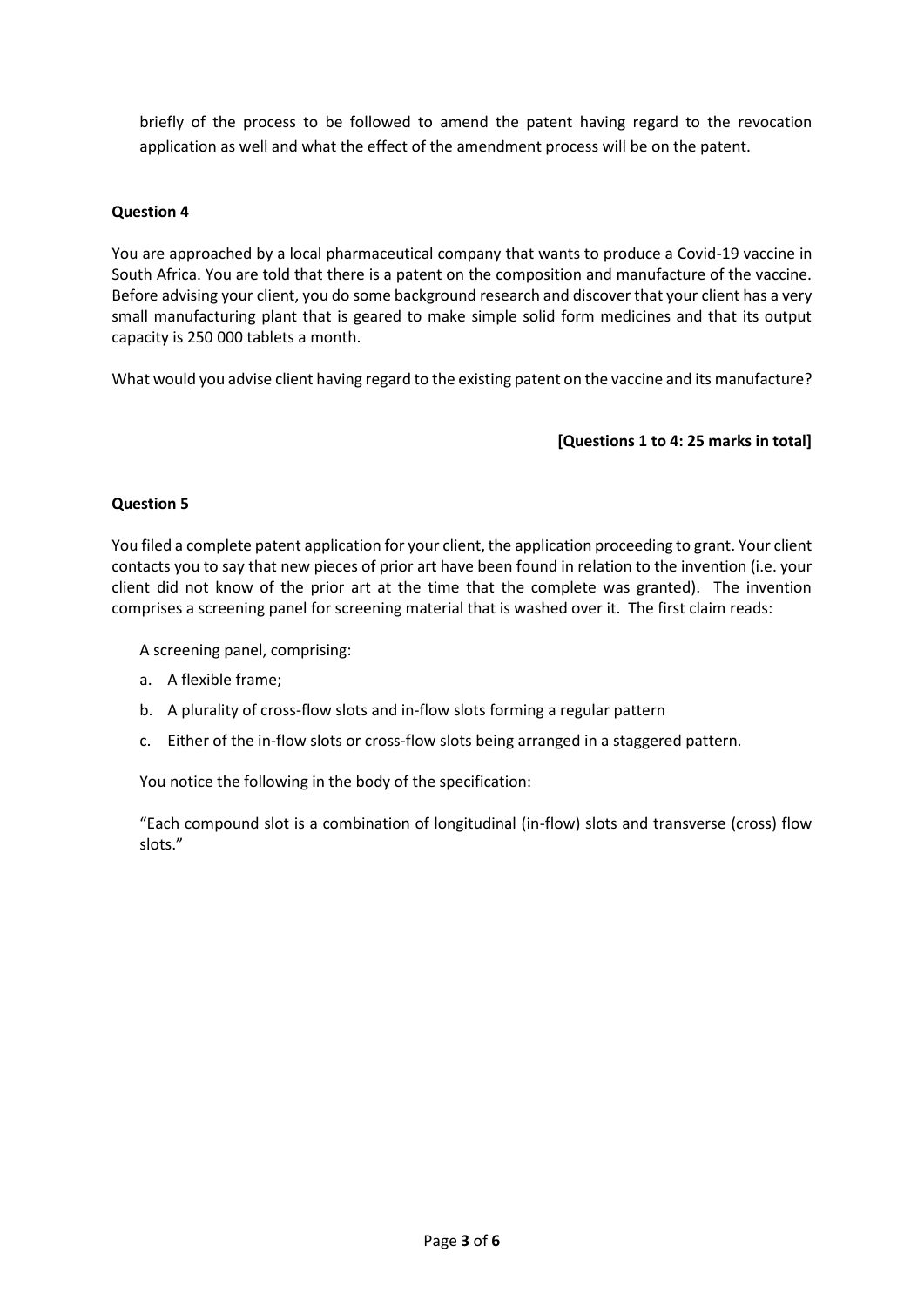briefly of the process to be followed to amend the patent having regard to the revocation application as well and what the effect of the amendment process will be on the patent.

**Question 4**

You are approached by a local pharmaceutical company that wants to produce a Covid-19 vaccine in South Africa. You are told that there is a patent on the composition and manufacture of the vaccine. Before advising your client, you do some background research and discover that your client has a very small manufacturing plant that is geared to make simple solid form medicines and that its output capacity is 250 000 tablets a month.

What would you advise client having regard to the existing patent on the vaccine and its manufacture?

**[Questions 1 to 4: 25 marks in total]**

**Question 5**

You filed a complete patent application for your client, the application proceeding to grant. Your client contacts you to say that new pieces of prior art have been found in relation to the invention (i.e. your client did not know of the prior art at the time that the complete was granted). The invention comprises a screening panel for screening material that is washed over it. The first claim reads:

A screening panel, comprising:

a. A flexible frame;
b. A plurality of cross-flow slots and in-flow slots forming a regular pattern
c. Either of the in-flow slots or cross-flow slots being arranged in a staggered pattern.

You notice the following in the body of the specification:

"Each compound slot is a combination of longitudinal (in-flow) slots and transverse (cross) flow slots."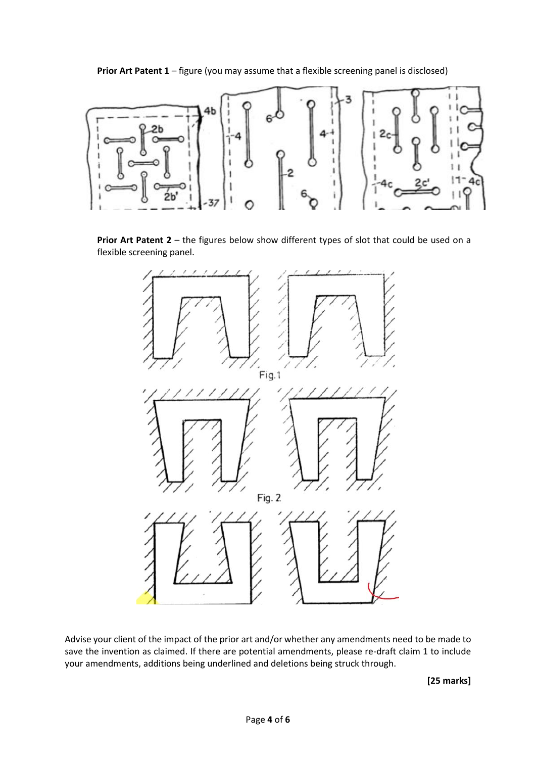**Prior Art Patent 1** – figure (you may assume that a flexible screening panel is disclosed)

**Prior Art Patent 2** – the figures below show different types of slot that could be used on a flexible screening panel.

Fig.1

Fig. 2

Advise your client of the impact of the prior art and/or whether any amendments need to be made to save the invention as claimed. If there are potential amendments, please re-draft claim 1 to include your amendments, additions being underlined and deletions being struck through.

**[25 marks]**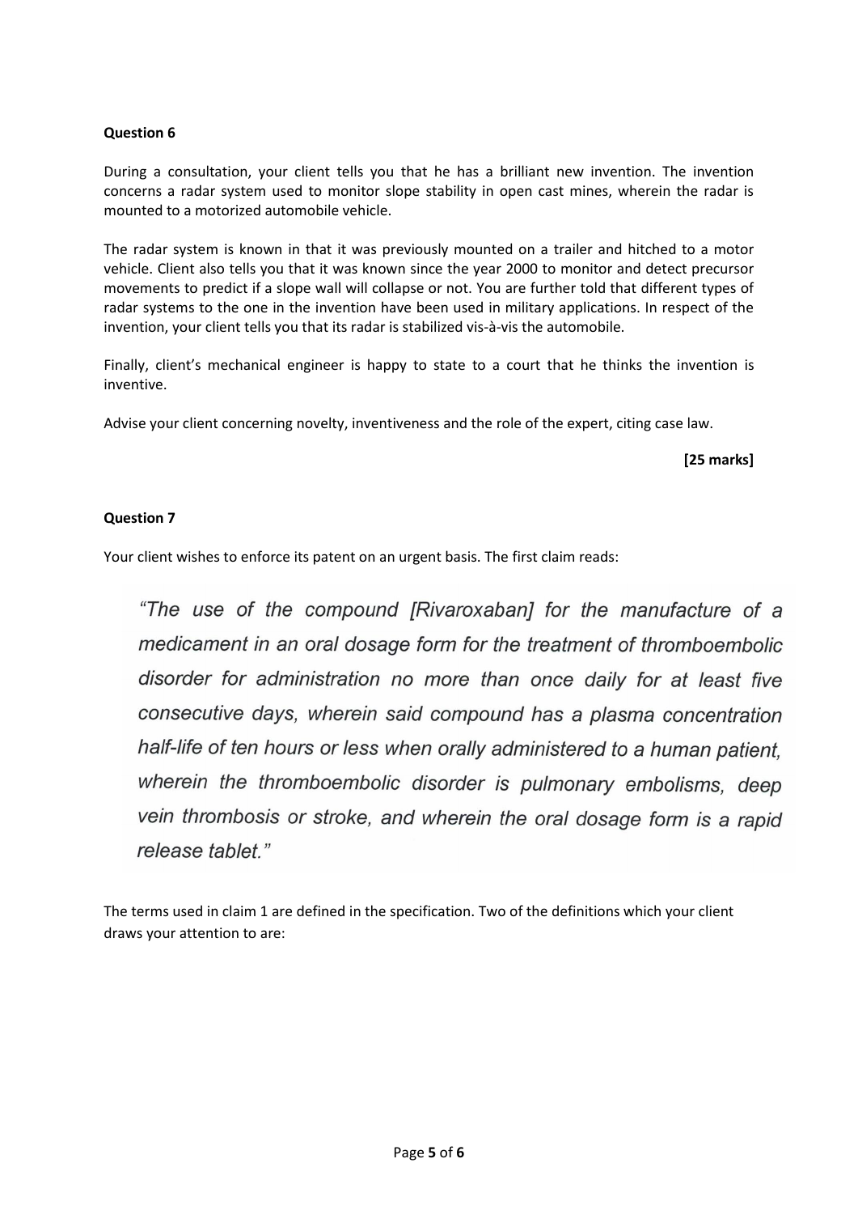**Question 6**

During a consultation, your client tells you that he has a brilliant new invention. The invention concerns a radar system used to monitor slope stability in open cast mines, wherein the radar is mounted to a motorized automobile vehicle.

The radar system is known in that it was previously mounted on a trailer and hitched to a motor vehicle. Client also tells you that it was known since the year 2000 to monitor and detect precursor movements to predict if a slope wall will collapse or not. You are further told that different types of radar systems to the one in the invention have been used in military applications. In respect of the invention, your client tells you that its radar is stabilized vis-à-vis the automobile.

Finally, client's mechanical engineer is happy to state to a court that he thinks the invention is inventive.

Advise your client concerning novelty, inventiveness and the role of the expert, citing case law.

**[25 marks]**

**Question 7**

Your client wishes to enforce its patent on an urgent basis. The first claim reads:

> *"The use of the compound [Rivaroxaban] for the manufacture of a medicament in an oral dosage form for the treatment of thromboembolic disorder for administration no more than once daily for at least five consecutive days, wherein said compound has a plasma concentration half-life of ten hours or less when orally administered to a human patient, wherein the thromboembolic disorder is pulmonary embolisms, deep vein thrombosis or stroke, and wherein the oral dosage form is a rapid release tablet."*

The terms used in claim 1 are defined in the specification. Two of the definitions which your client draws your attention to are: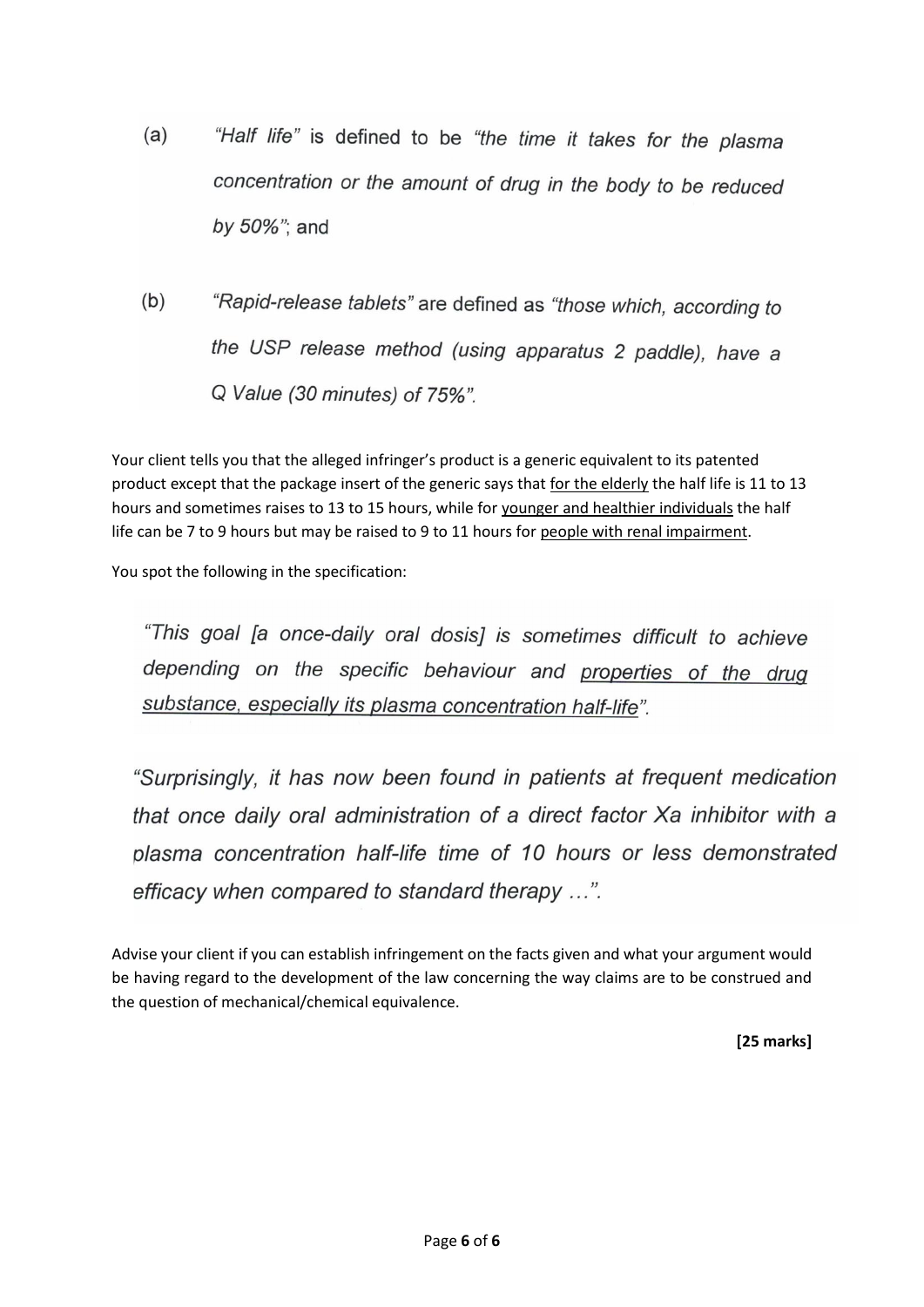(a) *"Half life"* is defined to be *"the time it takes for the plasma concentration or the amount of drug in the body to be reduced by 50%"*; and

(b) *"Rapid-release tablets"* are defined as *"those which, according to the USP release method (using apparatus 2 paddle), have a Q Value (30 minutes) of 75%"*.

Your client tells you that the alleged infringer's product is a generic equivalent to its patented product except that the package insert of the generic says that <u>for the elderly</u> the half life is 11 to 13 hours and sometimes raises to 13 to 15 hours, while for <u>younger and healthier individuals</u> the half life can be 7 to 9 hours but may be raised to 9 to 11 hours for <u>people with renal impairment</u>.

You spot the following in the specification:

> *"This goal [a once-daily oral dosis] is sometimes difficult to achieve depending on the specific behaviour and <u>properties of the drug substance, especially its plasma concentration half-life</u>".*

> *"Surprisingly, it has now been found in patients at frequent medication that once daily oral administration of a direct factor Xa inhibitor with a plasma concentration half-life time of 10 hours or less demonstrated efficacy when compared to standard therapy …".*

Advise your client if you can establish infringement on the facts given and what your argument would be having regard to the development of the law concerning the way claims are to be construed and the question of mechanical/chemical equivalence.

**[25 marks]**